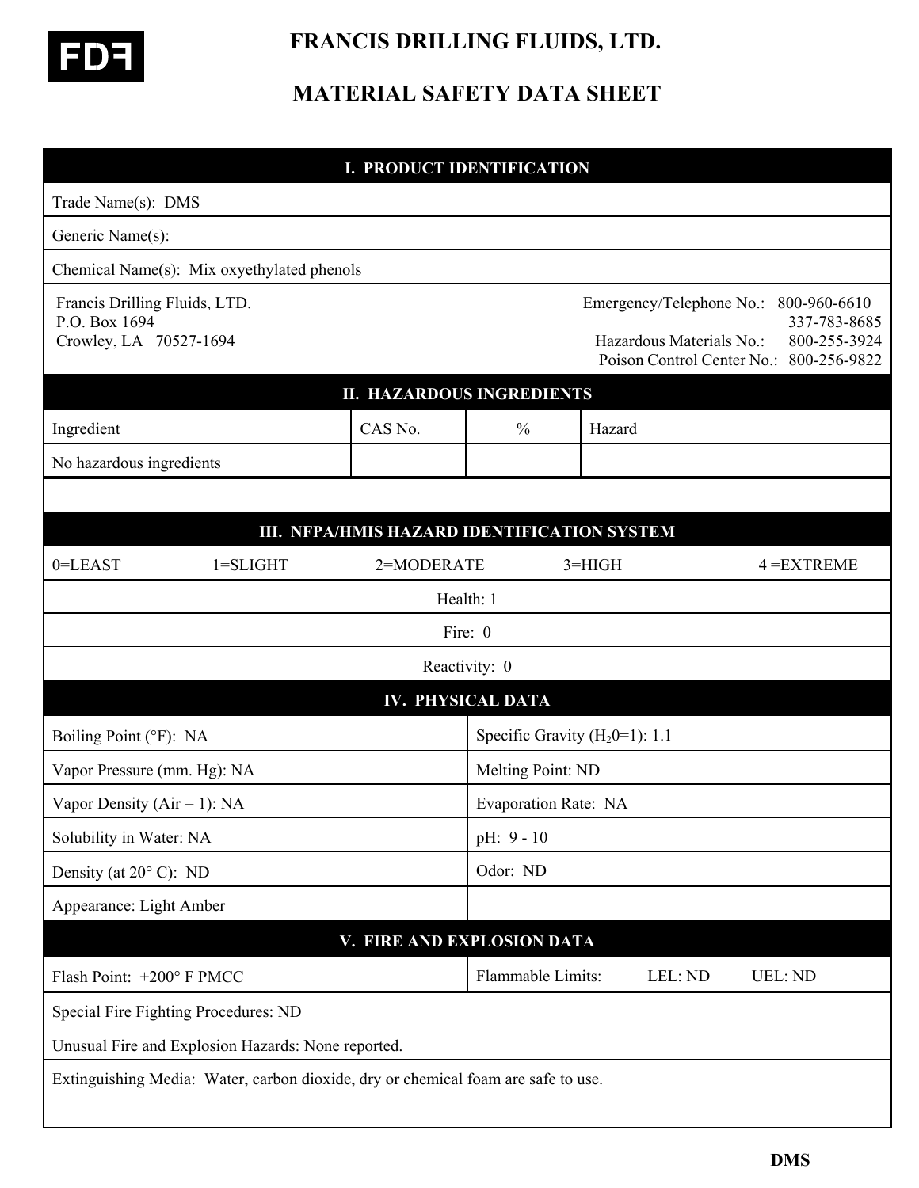FDF

# FRANCIS DRILLING FLUIDS, LTD.

# MATERIAL SAFETY DATA SHEET

## I. PRODUCT IDENTIFICATION

Trade Name(s): DMS

Generic Name(s):

Chemical Name(s): Mix oxyethylated phenols

Francis Drilling Fluids, LTD.
P.O. Box 1694
Crowley, LA 70527-1694

Emergency/Telephone No.: 800-960-6610
337-783-8685
Hazardous Materials No.: 800-255-3924
Poison Control Center No.: 800-256-9822

## II. HAZARDOUS INGREDIENTS

| Ingredient | CAS No. | % | Hazard |
|---|---|---|---|
| No hazardous ingredients | | | |

## III. NFPA/HMIS HAZARD IDENTIFICATION SYSTEM

0=LEAST 1=SLIGHT 2=MODERATE 3=HIGH 4 =EXTREME

Health: 1

Fire: 0

Reactivity: 0

## IV. PHYSICAL DATA

| | |
|---|---|
| Boiling Point (°F): NA | Specific Gravity ($H_2O$=1): 1.1 |
| Vapor Pressure (mm. Hg): NA | Melting Point: ND |
| Vapor Density (Air = 1): NA | Evaporation Rate: NA |
| Solubility in Water: NA | pH: 9 - 10 |
| Density (at 20° C): ND | Odor: ND |
| Appearance: Light Amber | |

## V. FIRE AND EXPLOSION DATA

| | |
|---|---|
| Flash Point: +200° F PMCC | Flammable Limits: LEL: ND UEL: ND |

Special Fire Fighting Procedures: ND

Unusual Fire and Explosion Hazards: None reported.

Extinguishing Media: Water, carbon dioxide, dry or chemical foam are safe to use.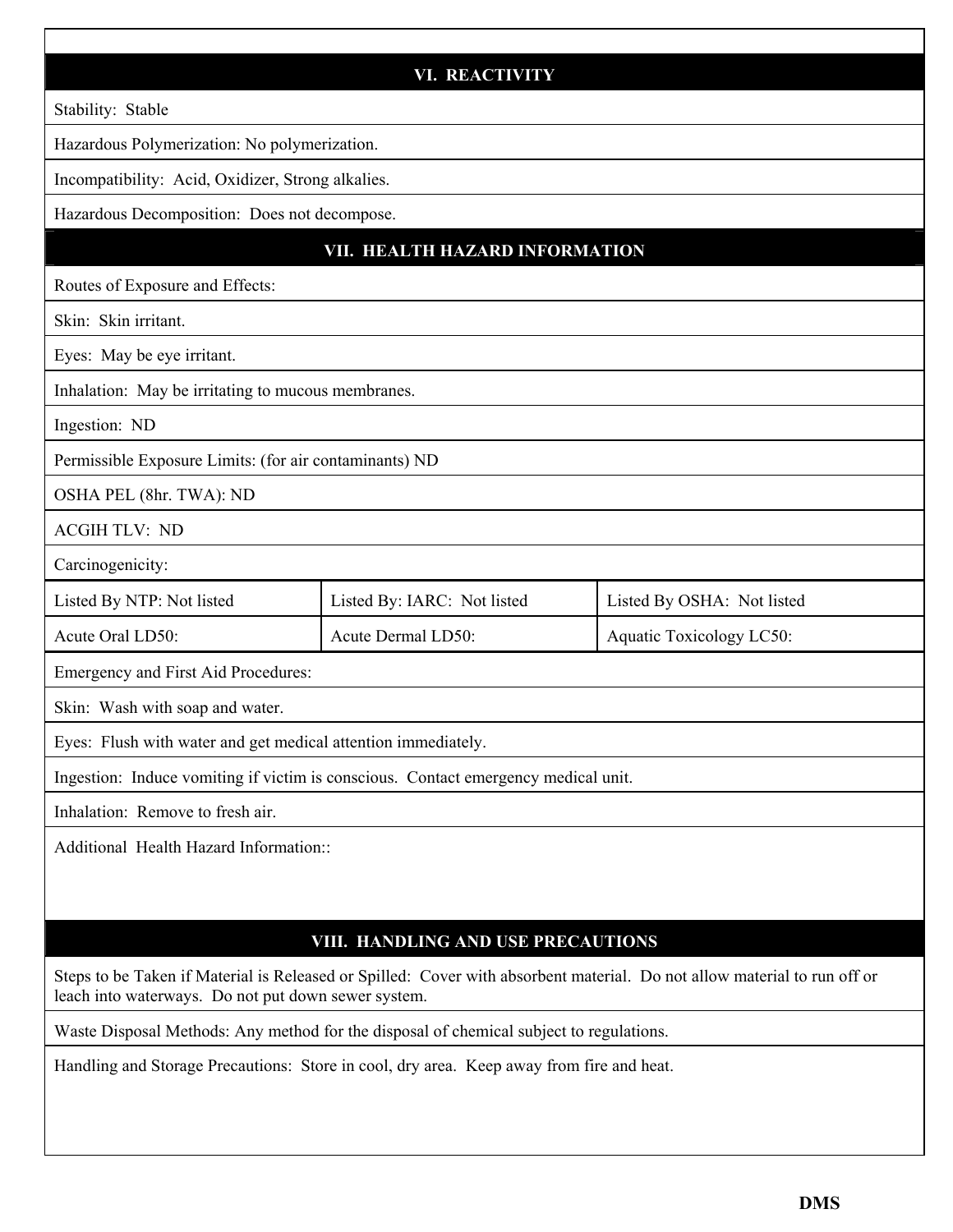## VI. REACTIVITY

Stability: Stable

Hazardous Polymerization: No polymerization.

Incompatibility: Acid, Oxidizer, Strong alkalies.

Hazardous Decomposition: Does not decompose.

## VII. HEALTH HAZARD INFORMATION

Routes of Exposure and Effects:

Skin: Skin irritant.

Eyes: May be eye irritant.

Inhalation: May be irritating to mucous membranes.

Ingestion: ND

Permissible Exposure Limits: (for air contaminants) ND

OSHA PEL (8hr. TWA): ND

ACGIH TLV: ND

Carcinogenicity:

| Listed By NTP: Not listed | Listed By: IARC: Not listed | Listed By OSHA: Not listed |
|---|---|---|
| Acute Oral LD50: | Acute Dermal LD50: | Aquatic Toxicology LC50: |

Emergency and First Aid Procedures:

Skin: Wash with soap and water.

Eyes: Flush with water and get medical attention immediately.

Ingestion: Induce vomiting if victim is conscious. Contact emergency medical unit.

Inhalation: Remove to fresh air.

Additional Health Hazard Information::

## VIII. HANDLING AND USE PRECAUTIONS

Steps to be Taken if Material is Released or Spilled: Cover with absorbent material. Do not allow material to run off or leach into waterways. Do not put down sewer system.

Waste Disposal Methods: Any method for the disposal of chemical subject to regulations.

Handling and Storage Precautions: Store in cool, dry area. Keep away from fire and heat.

**DMS**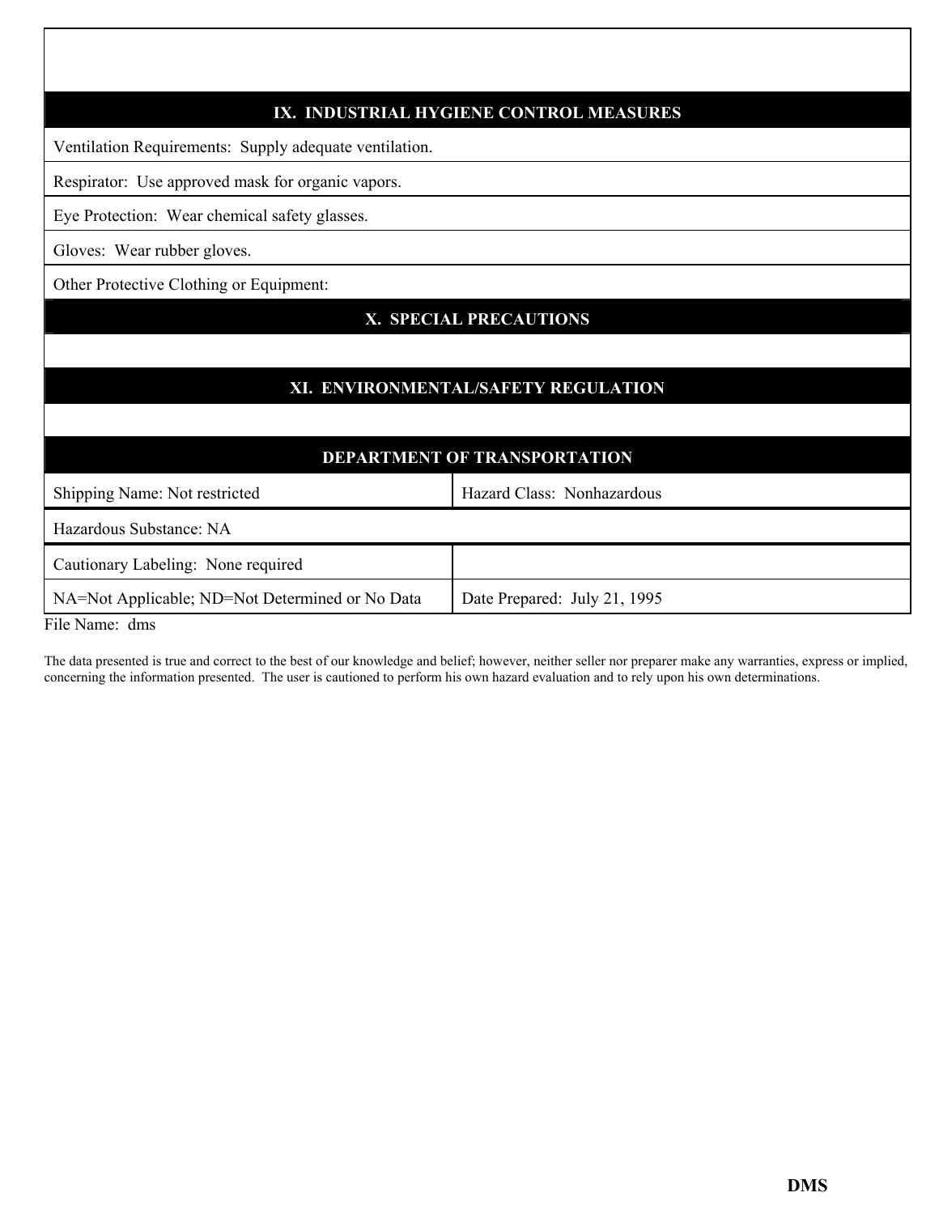## IX. INDUSTRIAL HYGIENE CONTROL MEASURES

Ventilation Requirements: Supply adequate ventilation.

Respirator: Use approved mask for organic vapors.

Eye Protection: Wear chemical safety glasses.

Gloves: Wear rubber gloves.

Other Protective Clothing or Equipment:

## X. SPECIAL PRECAUTIONS

## XI. ENVIRONMENTAL/SAFETY REGULATION

## DEPARTMENT OF TRANSPORTATION

| | |
|---|---|
| Shipping Name: Not restricted | Hazard Class: Nonhazardous |
| Hazardous Substance: NA | |
| Cautionary Labeling: None required | |
| NA=Not Applicable; ND=Not Determined or No Data | Date Prepared: July 21, 1995 |

File Name: dms

The data presented is true and correct to the best of our knowledge and belief; however, neither seller nor preparer make any warranties, express or implied, concerning the information presented. The user is cautioned to perform his own hazard evaluation and to rely upon his own determinations.

**DMS**